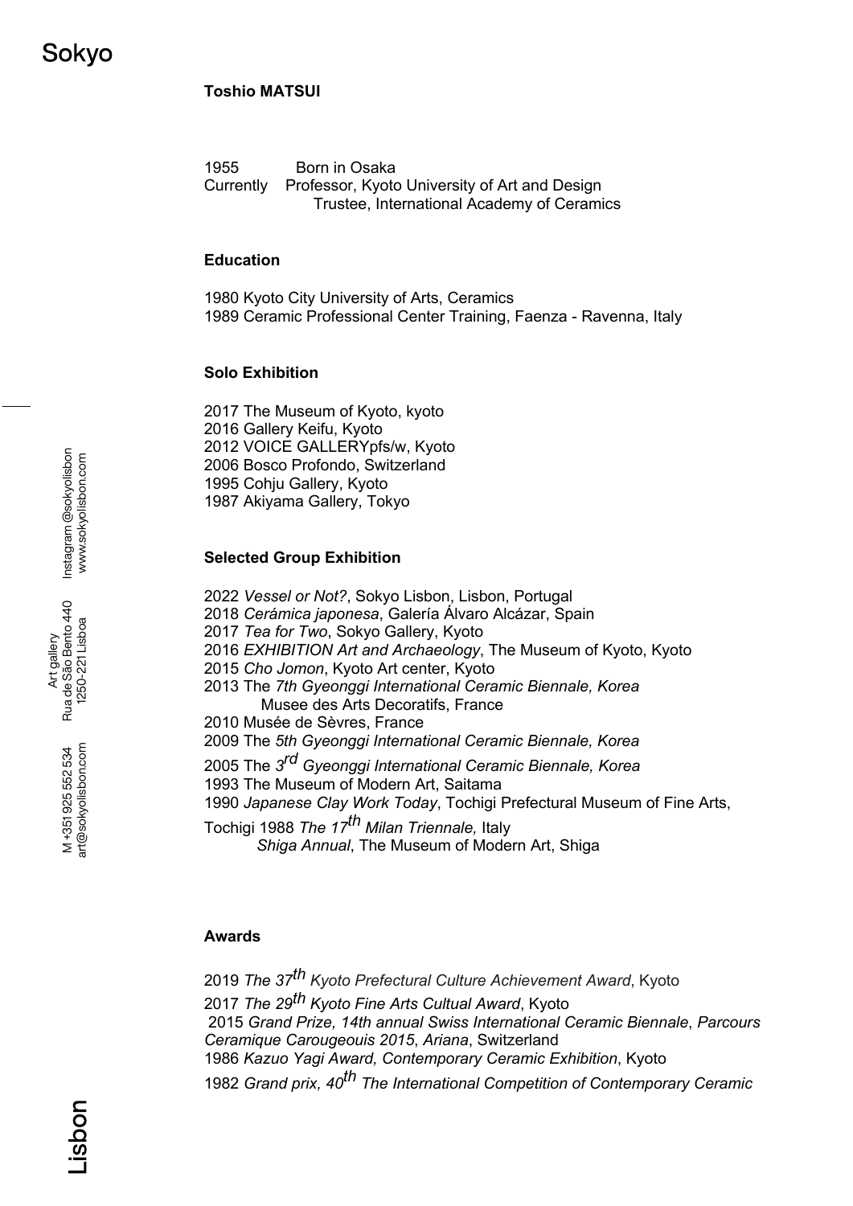# Sokyo

**Toshio MATSUI**

1955 Born in Osaka
Currently Professor, Kyoto University of Art and Design
Trustee, International Academy of Ceramics

## Education

1980 Kyoto City University of Arts, Ceramics
1989 Ceramic Professional Center Training, Faenza - Ravenna, Italy

## Solo Exhibition

2017 The Museum of Kyoto, kyoto
2016 Gallery Keifu, Kyoto
2012 VOICE GALLERYpfs/w, Kyoto
2006 Bosco Profondo, Switzerland
1995 Cohju Gallery, Kyoto
1987 Akiyama Gallery, Tokyo

## Selected Group Exhibition

2022 *Vessel or Not?*, Sokyo Lisbon, Lisbon, Portugal
2018 *Cerámica japonesa*, Galería Álvaro Alcázar, Spain
2017 *Tea for Two*, Sokyo Gallery, Kyoto
2016 *EXHIBITION Art and Archaeology*, The Museum of Kyoto, Kyoto
2015 *Cho Jomon*, Kyoto Art center, Kyoto
2013 The *7th Gyeonggi International Ceramic Biennale, Korea*
Musee des Arts Decoratifs, France
2010 Musée de Sèvres, France
2009 The *5th Gyeonggi International Ceramic Biennale, Korea*
2005 The *3rd Gyeonggi International Ceramic Biennale, Korea*
1993 The Museum of Modern Art, Saitama
1990 *Japanese Clay Work Today*, Tochigi Prefectural Museum of Fine Arts, Tochigi
1988 *The 17th Milan Triennale,* Italy
*Shiga Annual*, The Museum of Modern Art, Shiga

## Awards

2019 *The 37th Kyoto Prefectural Culture Achievement Award*, Kyoto
2017 *The 29th Kyoto Fine Arts Cultual Award*, Kyoto
2015 *Grand Prize, 14th annual Swiss International Ceramic Biennale*, *Parcours Ceramique Carougeouis 2015*, *Ariana*, Switzerland
1986 *Kazuo Yagi Award, Contemporary Ceramic Exhibition*, Kyoto
1982 *Grand prix, 40th The International Competition of Contemporary Ceramic*

Instagram @sokyolisbon
www.sokyolisbon.com

Art gallery
Rua de São Bento 440
1250-221 Lisboa

M +351 925 552 534
art@sokyolisbon.com

Lisbon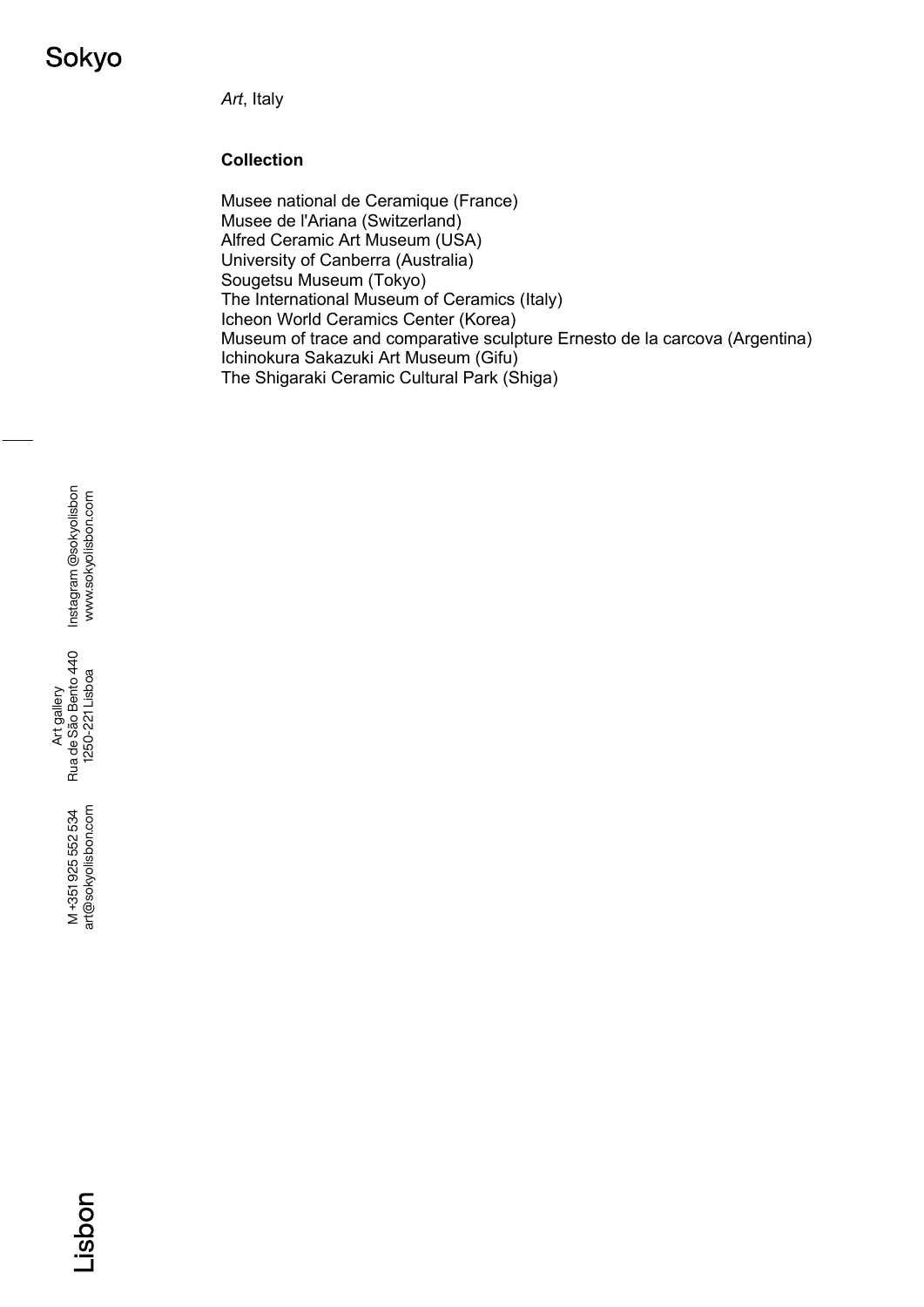*Art*, Italy

**Collection**

Musee national de Ceramique (France)
Musee de l'Ariana (Switzerland)
Alfred Ceramic Art Museum (USA)
University of Canberra (Australia)
Sougetsu Museum (Tokyo)
The International Museum of Ceramics (Italy)
Icheon World Ceramics Center (Korea)
Museum of trace and comparative sculpture Ernesto de la carcova (Argentina)
Ichinokura Sakazuki Art Museum (Gifu)
The Shigaraki Ceramic Cultural Park (Shiga)